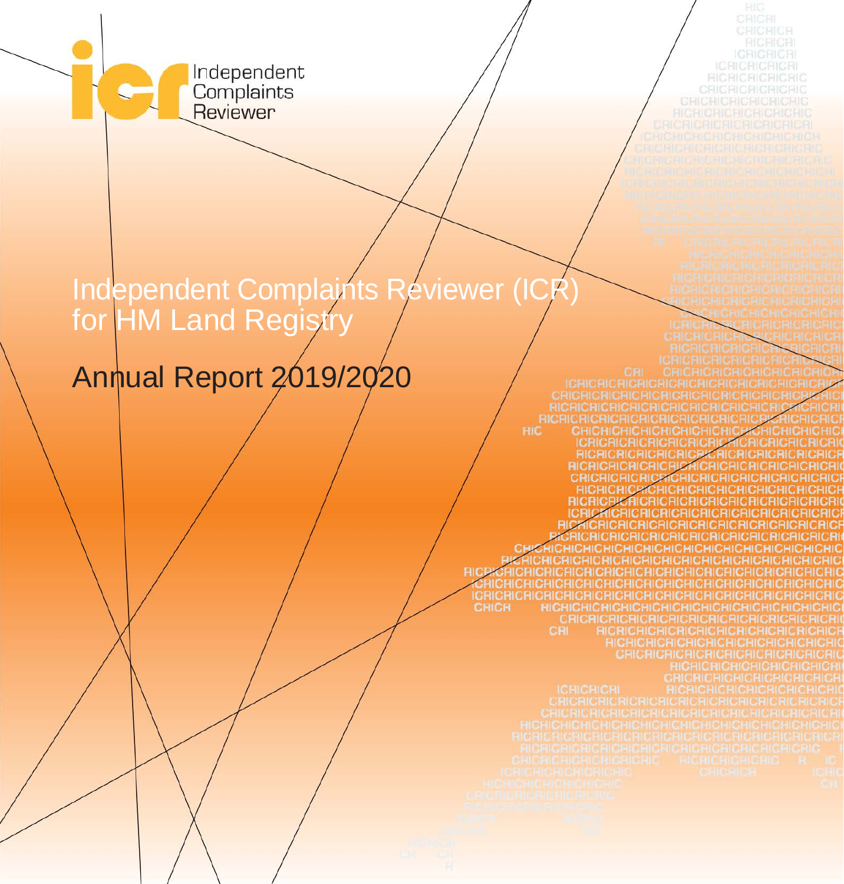Independent Complaints Reviewer

# Independent Complaints Reviewer (ICR) for HM Land Registry

## Annual Report 2019/2020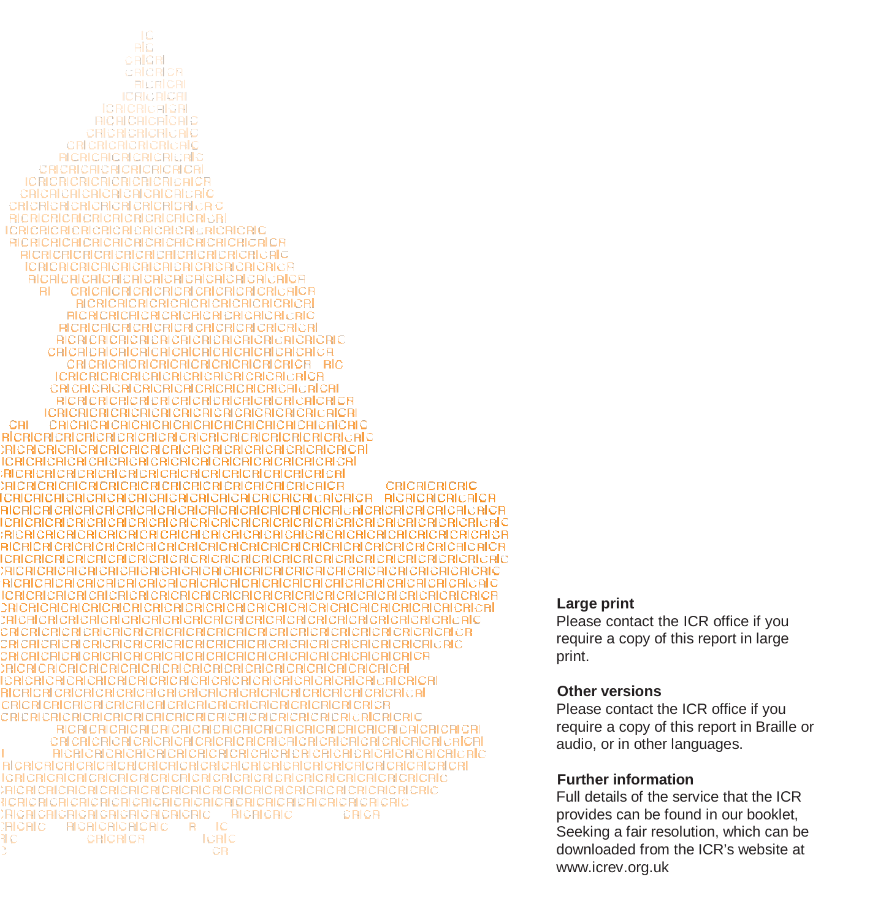### Large print

Please contact the ICR office if you require a copy of this report in large print.

### Other versions

Please contact the ICR office if you require a copy of this report in Braille or audio, or in other languages.

### Further information

Full details of the service that the ICR provides can be found in our booklet, Seeking a fair resolution, which can be downloaded from the ICR's website at www.icrev.org.uk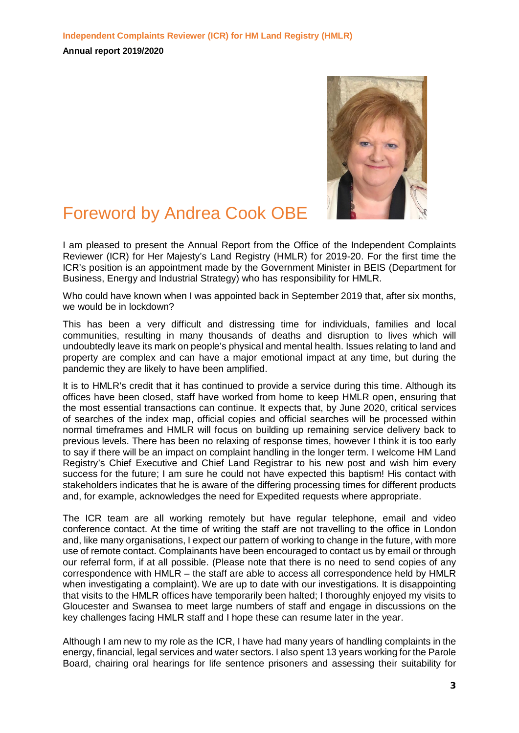# Foreword by Andrea Cook OBE

I am pleased to present the Annual Report from the Office of the Independent Complaints Reviewer (ICR) for Her Majesty's Land Registry (HMLR) for 2019-20. For the first time the ICR's position is an appointment made by the Government Minister in BEIS (Department for Business, Energy and Industrial Strategy) who has responsibility for HMLR.

Who could have known when I was appointed back in September 2019 that, after six months, we would be in lockdown?

This has been a very difficult and distressing time for individuals, families and local communities, resulting in many thousands of deaths and disruption to lives which will undoubtedly leave its mark on people's physical and mental health. Issues relating to land and property are complex and can have a major emotional impact at any time, but during the pandemic they are likely to have been amplified.

It is to HMLR's credit that it has continued to provide a service during this time. Although its offices have been closed, staff have worked from home to keep HMLR open, ensuring that the most essential transactions can continue. It expects that, by June 2020, critical services of searches of the index map, official copies and official searches will be processed within normal timeframes and HMLR will focus on building up remaining service delivery back to previous levels. There has been no relaxing of response times, however I think it is too early to say if there will be an impact on complaint handling in the longer term. I welcome HM Land Registry's Chief Executive and Chief Land Registrar to his new post and wish him every success for the future; I am sure he could not have expected this baptism! His contact with stakeholders indicates that he is aware of the differing processing times for different products and, for example, acknowledges the need for Expedited requests where appropriate.

The ICR team are all working remotely but have regular telephone, email and video conference contact. At the time of writing the staff are not travelling to the office in London and, like many organisations, I expect our pattern of working to change in the future, with more use of remote contact. Complainants have been encouraged to contact us by email or through our referral form, if at all possible. (Please note that there is no need to send copies of any correspondence with HMLR – the staff are able to access all correspondence held by HMLR when investigating a complaint). We are up to date with our investigations. It is disappointing that visits to the HMLR offices have temporarily been halted; I thoroughly enjoyed my visits to Gloucester and Swansea to meet large numbers of staff and engage in discussions on the key challenges facing HMLR staff and I hope these can resume later in the year.

Although I am new to my role as the ICR, I have had many years of handling complaints in the energy, financial, legal services and water sectors. I also spent 13 years working for the Parole Board, chairing oral hearings for life sentence prisoners and assessing their suitability for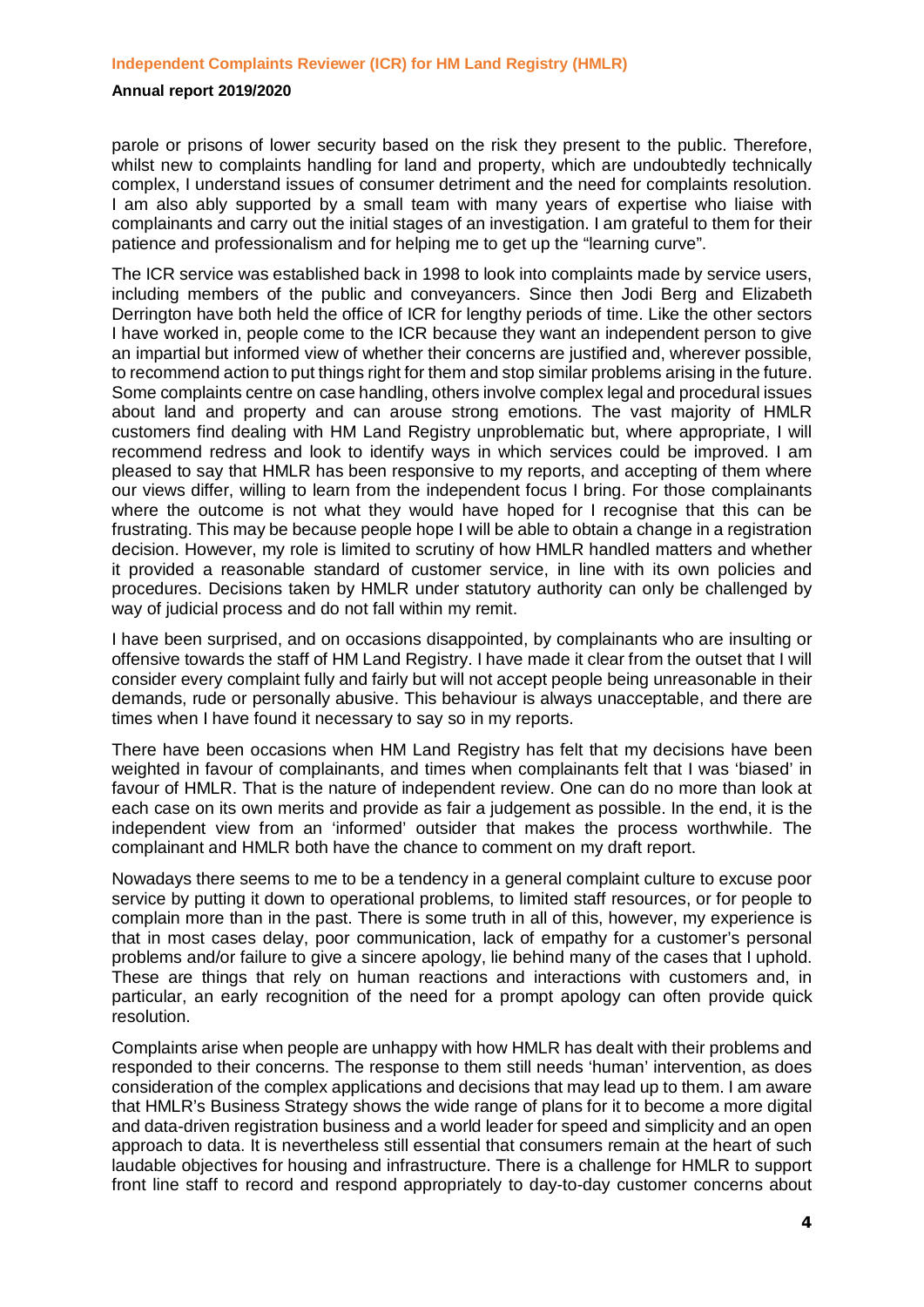parole or prisons of lower security based on the risk they present to the public. Therefore, whilst new to complaints handling for land and property, which are undoubtedly technically complex, I understand issues of consumer detriment and the need for complaints resolution. I am also ably supported by a small team with many years of expertise who liaise with complainants and carry out the initial stages of an investigation. I am grateful to them for their patience and professionalism and for helping me to get up the "learning curve".

The ICR service was established back in 1998 to look into complaints made by service users, including members of the public and conveyancers. Since then Jodi Berg and Elizabeth Derrington have both held the office of ICR for lengthy periods of time. Like the other sectors I have worked in, people come to the ICR because they want an independent person to give an impartial but informed view of whether their concerns are justified and, wherever possible, to recommend action to put things right for them and stop similar problems arising in the future. Some complaints centre on case handling, others involve complex legal and procedural issues about land and property and can arouse strong emotions. The vast majority of HMLR customers find dealing with HM Land Registry unproblematic but, where appropriate, I will recommend redress and look to identify ways in which services could be improved. I am pleased to say that HMLR has been responsive to my reports, and accepting of them where our views differ, willing to learn from the independent focus I bring. For those complainants where the outcome is not what they would have hoped for I recognise that this can be frustrating. This may be because people hope I will be able to obtain a change in a registration decision. However, my role is limited to scrutiny of how HMLR handled matters and whether it provided a reasonable standard of customer service, in line with its own policies and procedures. Decisions taken by HMLR under statutory authority can only be challenged by way of judicial process and do not fall within my remit.

I have been surprised, and on occasions disappointed, by complainants who are insulting or offensive towards the staff of HM Land Registry. I have made it clear from the outset that I will consider every complaint fully and fairly but will not accept people being unreasonable in their demands, rude or personally abusive. This behaviour is always unacceptable, and there are times when I have found it necessary to say so in my reports.

There have been occasions when HM Land Registry has felt that my decisions have been weighted in favour of complainants, and times when complainants felt that I was 'biased' in favour of HMLR. That is the nature of independent review. One can do no more than look at each case on its own merits and provide as fair a judgement as possible. In the end, it is the independent view from an 'informed' outsider that makes the process worthwhile. The complainant and HMLR both have the chance to comment on my draft report.

Nowadays there seems to me to be a tendency in a general complaint culture to excuse poor service by putting it down to operational problems, to limited staff resources, or for people to complain more than in the past. There is some truth in all of this, however, my experience is that in most cases delay, poor communication, lack of empathy for a customer's personal problems and/or failure to give a sincere apology, lie behind many of the cases that I uphold. These are things that rely on human reactions and interactions with customers and, in particular, an early recognition of the need for a prompt apology can often provide quick resolution.

Complaints arise when people are unhappy with how HMLR has dealt with their problems and responded to their concerns. The response to them still needs 'human' intervention, as does consideration of the complex applications and decisions that may lead up to them. I am aware that HMLR's Business Strategy shows the wide range of plans for it to become a more digital and data-driven registration business and a world leader for speed and simplicity and an open approach to data. It is nevertheless still essential that consumers remain at the heart of such laudable objectives for housing and infrastructure. There is a challenge for HMLR to support front line staff to record and respond appropriately to day-to-day customer concerns about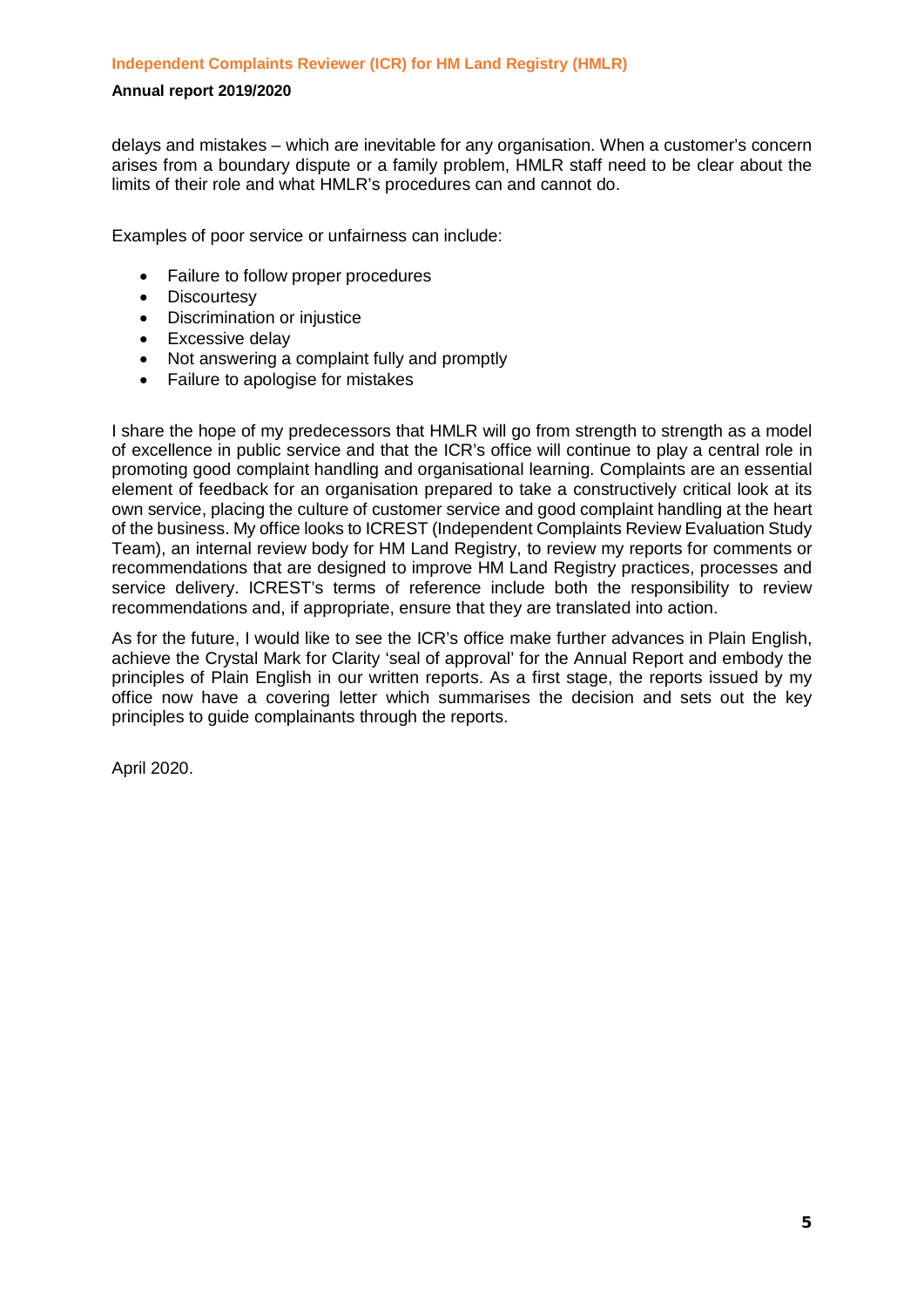delays and mistakes – which are inevitable for any organisation. When a customer's concern arises from a boundary dispute or a family problem, HMLR staff need to be clear about the limits of their role and what HMLR's procedures can and cannot do.

Examples of poor service or unfairness can include:

- Failure to follow proper procedures
- Discourtesy
- Discrimination or injustice
- Excessive delay
- Not answering a complaint fully and promptly
- Failure to apologise for mistakes

I share the hope of my predecessors that HMLR will go from strength to strength as a model of excellence in public service and that the ICR's office will continue to play a central role in promoting good complaint handling and organisational learning. Complaints are an essential element of feedback for an organisation prepared to take a constructively critical look at its own service, placing the culture of customer service and good complaint handling at the heart of the business. My office looks to ICREST (Independent Complaints Review Evaluation Study Team), an internal review body for HM Land Registry, to review my reports for comments or recommendations that are designed to improve HM Land Registry practices, processes and service delivery. ICREST's terms of reference include both the responsibility to review recommendations and, if appropriate, ensure that they are translated into action.

As for the future, I would like to see the ICR's office make further advances in Plain English, achieve the Crystal Mark for Clarity 'seal of approval' for the Annual Report and embody the principles of Plain English in our written reports. As a first stage, the reports issued by my office now have a covering letter which summarises the decision and sets out the key principles to guide complainants through the reports.

April 2020.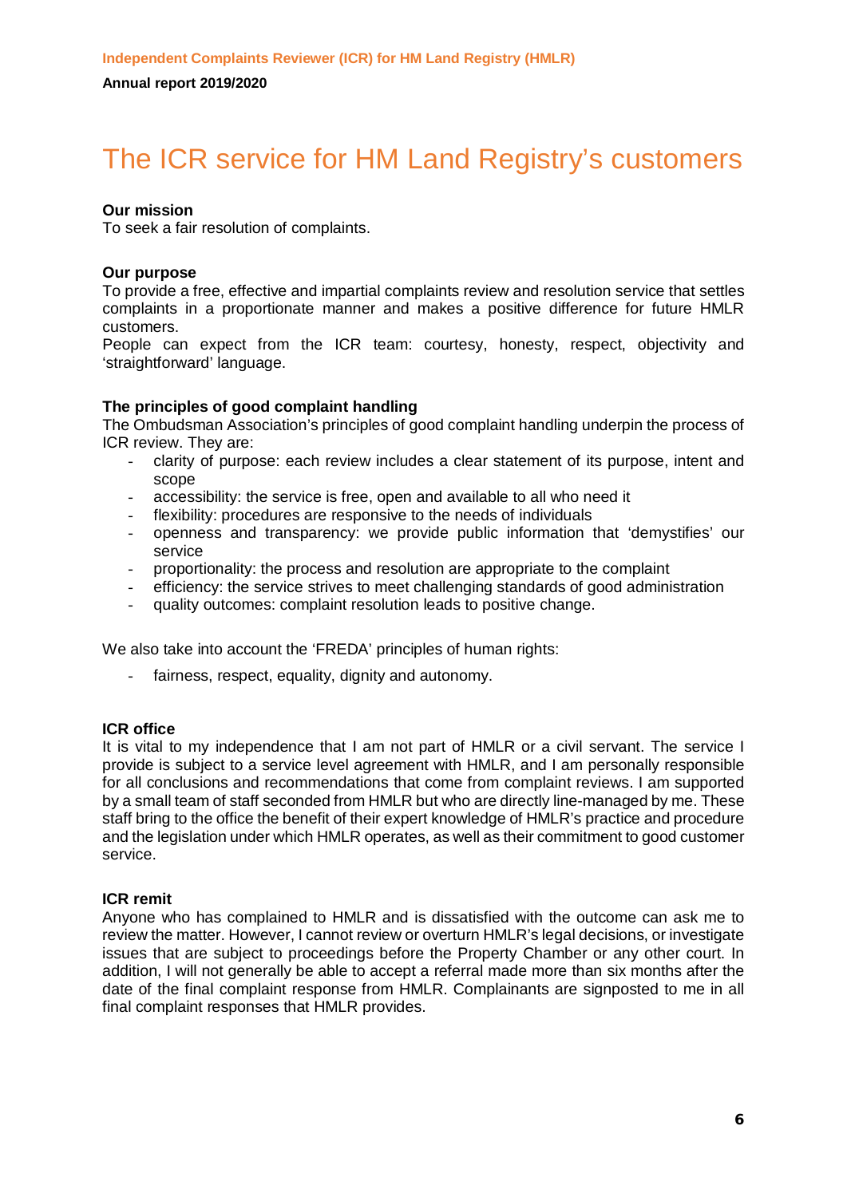# The ICR service for HM Land Registry's customers

**Our mission**
To seek a fair resolution of complaints.

**Our purpose**
To provide a free, effective and impartial complaints review and resolution service that settles complaints in a proportionate manner and makes a positive difference for future HMLR customers.
People can expect from the ICR team: courtesy, honesty, respect, objectivity and 'straightforward' language.

**The principles of good complaint handling**
The Ombudsman Association's principles of good complaint handling underpin the process of ICR review. They are:

- clarity of purpose: each review includes a clear statement of its purpose, intent and scope
- accessibility: the service is free, open and available to all who need it
- flexibility: procedures are responsive to the needs of individuals
- openness and transparency: we provide public information that 'demystifies' our service
- proportionality: the process and resolution are appropriate to the complaint
- efficiency: the service strives to meet challenging standards of good administration
- quality outcomes: complaint resolution leads to positive change.

We also take into account the 'FREDA' principles of human rights:

- fairness, respect, equality, dignity and autonomy.

**ICR office**
It is vital to my independence that I am not part of HMLR or a civil servant. The service I provide is subject to a service level agreement with HMLR, and I am personally responsible for all conclusions and recommendations that come from complaint reviews. I am supported by a small team of staff seconded from HMLR but who are directly line-managed by me. These staff bring to the office the benefit of their expert knowledge of HMLR's practice and procedure and the legislation under which HMLR operates, as well as their commitment to good customer service.

**ICR remit**
Anyone who has complained to HMLR and is dissatisfied with the outcome can ask me to review the matter. However, I cannot review or overturn HMLR's legal decisions, or investigate issues that are subject to proceedings before the Property Chamber or any other court. In addition, I will not generally be able to accept a referral made more than six months after the date of the final complaint response from HMLR. Complainants are signposted to me in all final complaint responses that HMLR provides.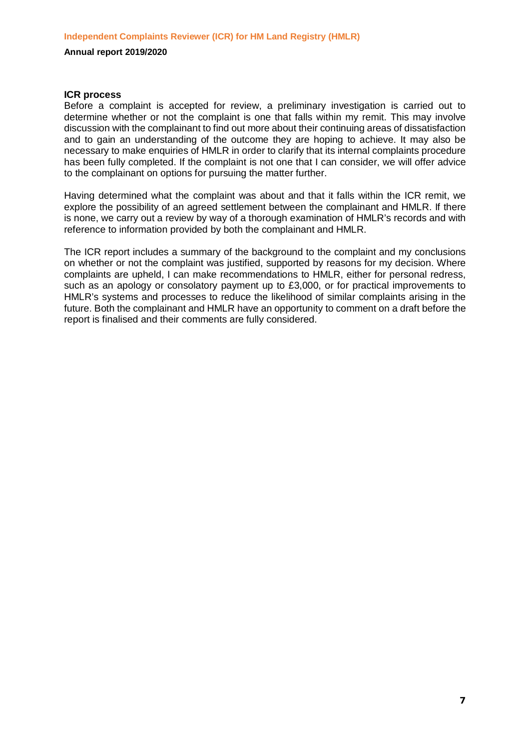### ICR process

Before a complaint is accepted for review, a preliminary investigation is carried out to determine whether or not the complaint is one that falls within my remit. This may involve discussion with the complainant to find out more about their continuing areas of dissatisfaction and to gain an understanding of the outcome they are hoping to achieve. It may also be necessary to make enquiries of HMLR in order to clarify that its internal complaints procedure has been fully completed. If the complaint is not one that I can consider, we will offer advice to the complainant on options for pursuing the matter further.

Having determined what the complaint was about and that it falls within the ICR remit, we explore the possibility of an agreed settlement between the complainant and HMLR. If there is none, we carry out a review by way of a thorough examination of HMLR's records and with reference to information provided by both the complainant and HMLR.

The ICR report includes a summary of the background to the complaint and my conclusions on whether or not the complaint was justified, supported by reasons for my decision. Where complaints are upheld, I can make recommendations to HMLR, either for personal redress, such as an apology or consolatory payment up to £3,000, or for practical improvements to HMLR's systems and processes to reduce the likelihood of similar complaints arising in the future. Both the complainant and HMLR have an opportunity to comment on a draft before the report is finalised and their comments are fully considered.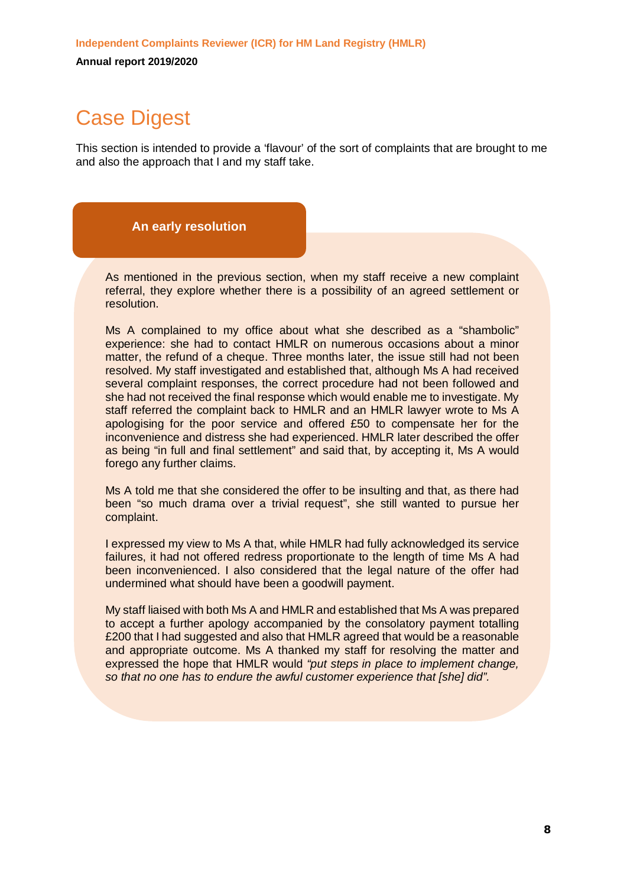# Case Digest

This section is intended to provide a 'flavour' of the sort of complaints that are brought to me and also the approach that I and my staff take.

### An early resolution

As mentioned in the previous section, when my staff receive a new complaint referral, they explore whether there is a possibility of an agreed settlement or resolution.

Ms A complained to my office about what she described as a "shambolic" experience: she had to contact HMLR on numerous occasions about a minor matter, the refund of a cheque. Three months later, the issue still had not been resolved. My staff investigated and established that, although Ms A had received several complaint responses, the correct procedure had not been followed and she had not received the final response which would enable me to investigate. My staff referred the complaint back to HMLR and an HMLR lawyer wrote to Ms A apologising for the poor service and offered £50 to compensate her for the inconvenience and distress she had experienced. HMLR later described the offer as being "in full and final settlement" and said that, by accepting it, Ms A would forego any further claims.

Ms A told me that she considered the offer to be insulting and that, as there had been "so much drama over a trivial request", she still wanted to pursue her complaint.

I expressed my view to Ms A that, while HMLR had fully acknowledged its service failures, it had not offered redress proportionate to the length of time Ms A had been inconvenienced. I also considered that the legal nature of the offer had undermined what should have been a goodwill payment.

My staff liaised with both Ms A and HMLR and established that Ms A was prepared to accept a further apology accompanied by the consolatory payment totalling £200 that I had suggested and also that HMLR agreed that would be a reasonable and appropriate outcome. Ms A thanked my staff for resolving the matter and expressed the hope that HMLR would *"put steps in place to implement change, so that no one has to endure the awful customer experience that [she] did".*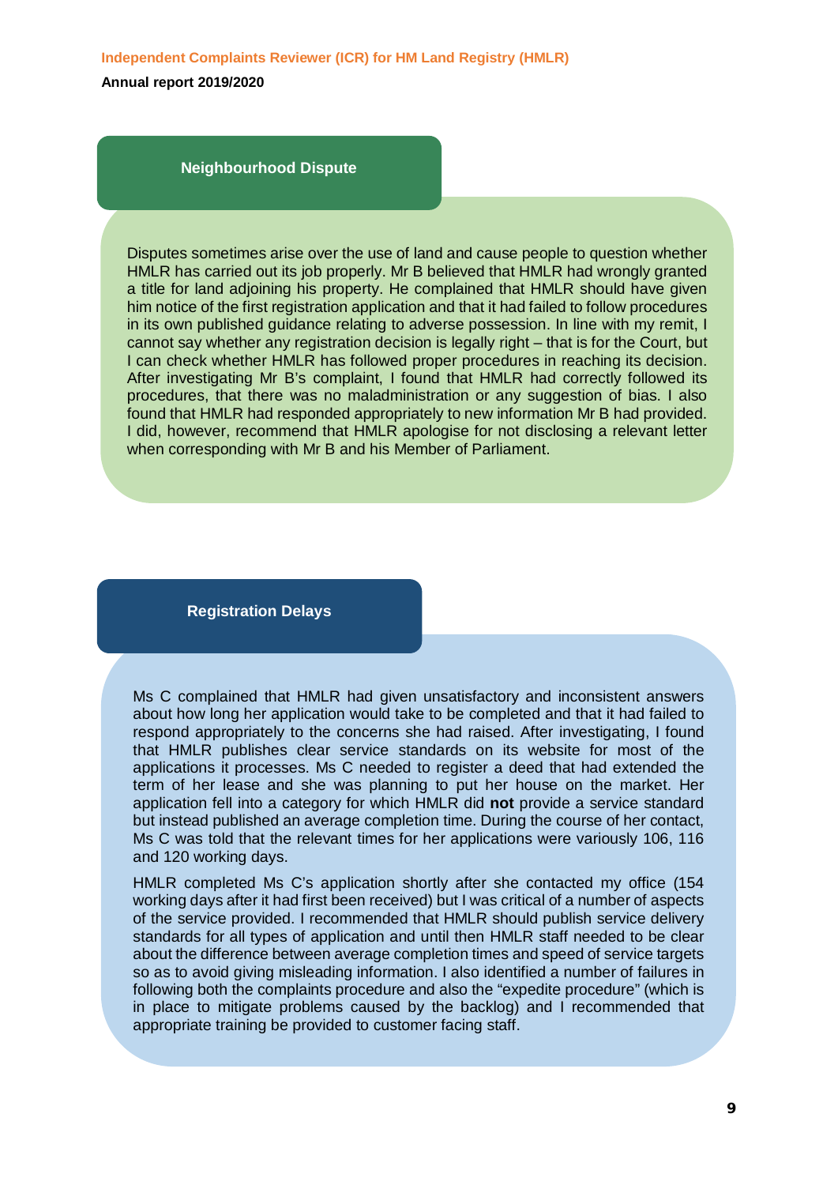## Neighbourhood Dispute

Disputes sometimes arise over the use of land and cause people to question whether HMLR has carried out its job properly. Mr B believed that HMLR had wrongly granted a title for land adjoining his property. He complained that HMLR should have given him notice of the first registration application and that it had failed to follow procedures in its own published guidance relating to adverse possession. In line with my remit, I cannot say whether any registration decision is legally right – that is for the Court, but I can check whether HMLR has followed proper procedures in reaching its decision. After investigating Mr B's complaint, I found that HMLR had correctly followed its procedures, that there was no maladministration or any suggestion of bias. I also found that HMLR had responded appropriately to new information Mr B had provided. I did, however, recommend that HMLR apologise for not disclosing a relevant letter when corresponding with Mr B and his Member of Parliament.

## Registration Delays

Ms C complained that HMLR had given unsatisfactory and inconsistent answers about how long her application would take to be completed and that it had failed to respond appropriately to the concerns she had raised. After investigating, I found that HMLR publishes clear service standards on its website for most of the applications it processes. Ms C needed to register a deed that had extended the term of her lease and she was planning to put her house on the market. Her application fell into a category for which HMLR did **not** provide a service standard but instead published an average completion time. During the course of her contact, Ms C was told that the relevant times for her applications were variously 106, 116 and 120 working days.

HMLR completed Ms C's application shortly after she contacted my office (154 working days after it had first been received) but I was critical of a number of aspects of the service provided. I recommended that HMLR should publish service delivery standards for all types of application and until then HMLR staff needed to be clear about the difference between average completion times and speed of service targets so as to avoid giving misleading information. I also identified a number of failures in following both the complaints procedure and also the "expedite procedure" (which is in place to mitigate problems caused by the backlog) and I recommended that appropriate training be provided to customer facing staff.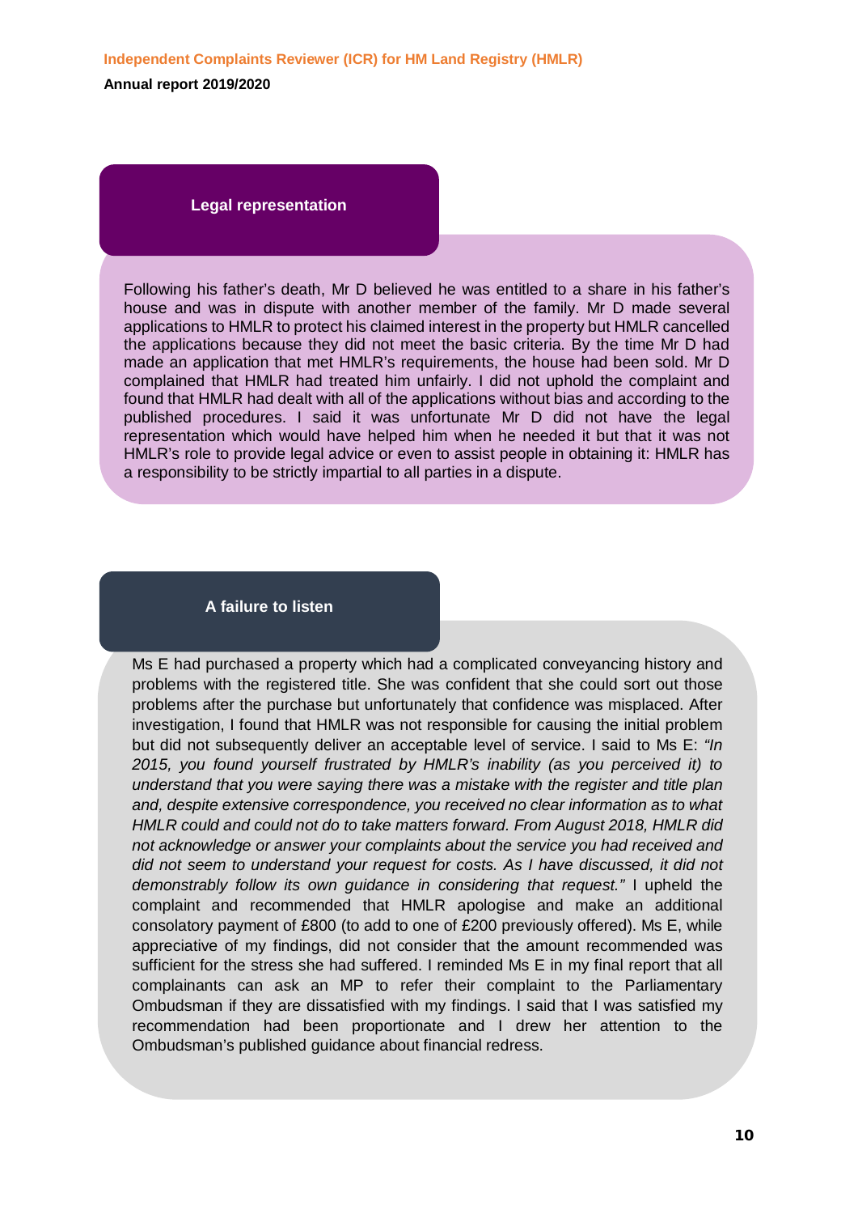### Legal representation

Following his father's death, Mr D believed he was entitled to a share in his father's house and was in dispute with another member of the family. Mr D made several applications to HMLR to protect his claimed interest in the property but HMLR cancelled the applications because they did not meet the basic criteria. By the time Mr D had made an application that met HMLR's requirements, the house had been sold. Mr D complained that HMLR had treated him unfairly. I did not uphold the complaint and found that HMLR had dealt with all of the applications without bias and according to the published procedures. I said it was unfortunate Mr D did not have the legal representation which would have helped him when he needed it but that it was not HMLR's role to provide legal advice or even to assist people in obtaining it: HMLR has a responsibility to be strictly impartial to all parties in a dispute.

### A failure to listen

Ms E had purchased a property which had a complicated conveyancing history and problems with the registered title. She was confident that she could sort out those problems after the purchase but unfortunately that confidence was misplaced. After investigation, I found that HMLR was not responsible for causing the initial problem but did not subsequently deliver an acceptable level of service. I said to Ms E: *"In 2015, you found yourself frustrated by HMLR's inability (as you perceived it) to understand that you were saying there was a mistake with the register and title plan and, despite extensive correspondence, you received no clear information as to what HMLR could and could not do to take matters forward. From August 2018, HMLR did not acknowledge or answer your complaints about the service you had received and did not seem to understand your request for costs. As I have discussed, it did not demonstrably follow its own guidance in considering that request."* I upheld the complaint and recommended that HMLR apologise and make an additional consolatory payment of £800 (to add to one of £200 previously offered). Ms E, while appreciative of my findings, did not consider that the amount recommended was sufficient for the stress she had suffered. I reminded Ms E in my final report that all complainants can ask an MP to refer their complaint to the Parliamentary Ombudsman if they are dissatisfied with my findings. I said that I was satisfied my recommendation had been proportionate and I drew her attention to the Ombudsman's published guidance about financial redress.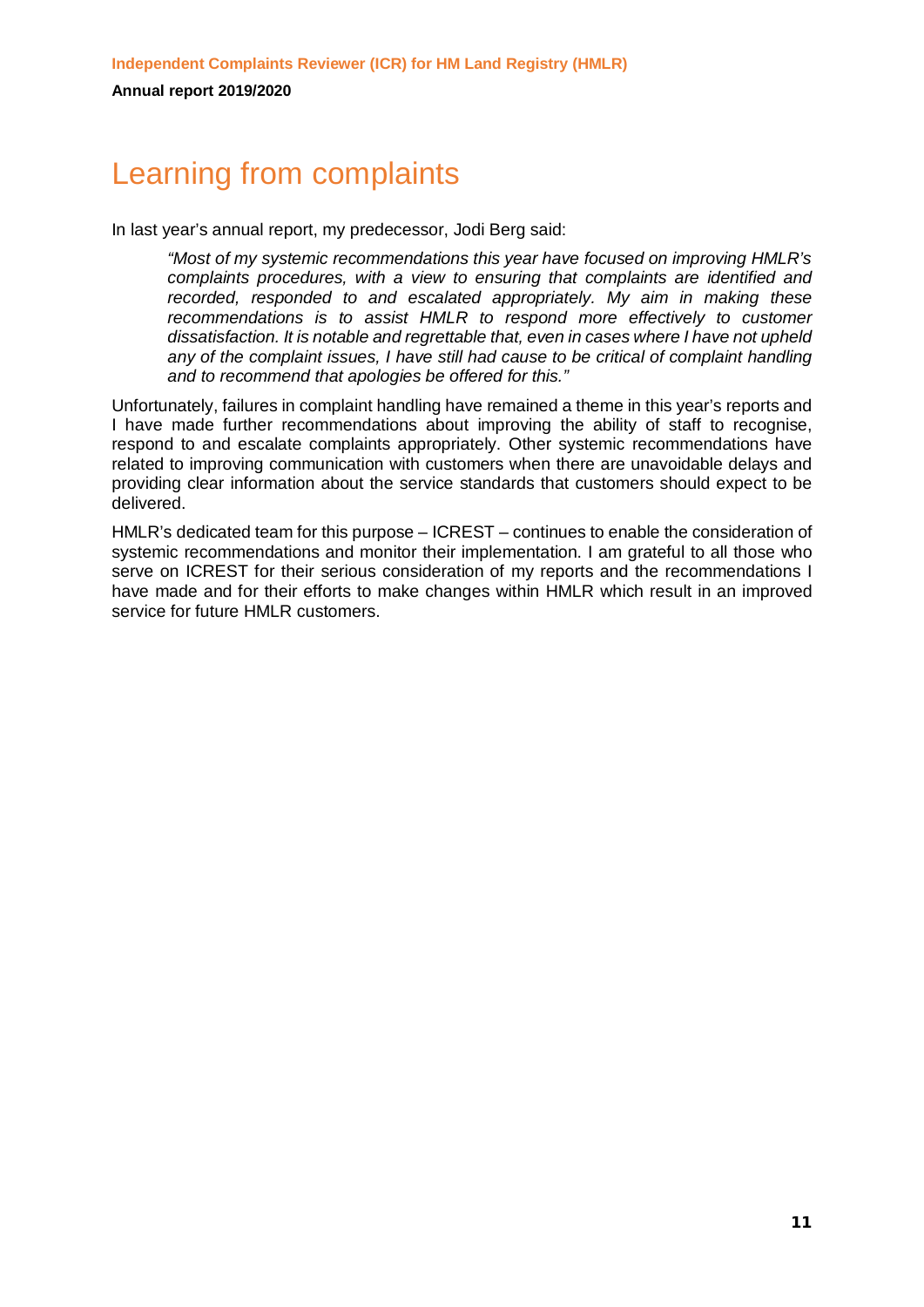# Learning from complaints

In last year's annual report, my predecessor, Jodi Berg said:

> *"Most of my systemic recommendations this year have focused on improving HMLR's complaints procedures, with a view to ensuring that complaints are identified and recorded, responded to and escalated appropriately. My aim in making these recommendations is to assist HMLR to respond more effectively to customer dissatisfaction. It is notable and regrettable that, even in cases where I have not upheld any of the complaint issues, I have still had cause to be critical of complaint handling and to recommend that apologies be offered for this."*

Unfortunately, failures in complaint handling have remained a theme in this year's reports and I have made further recommendations about improving the ability of staff to recognise, respond to and escalate complaints appropriately. Other systemic recommendations have related to improving communication with customers when there are unavoidable delays and providing clear information about the service standards that customers should expect to be delivered.

HMLR's dedicated team for this purpose – ICREST – continues to enable the consideration of systemic recommendations and monitor their implementation. I am grateful to all those who serve on ICREST for their serious consideration of my reports and the recommendations I have made and for their efforts to make changes within HMLR which result in an improved service for future HMLR customers.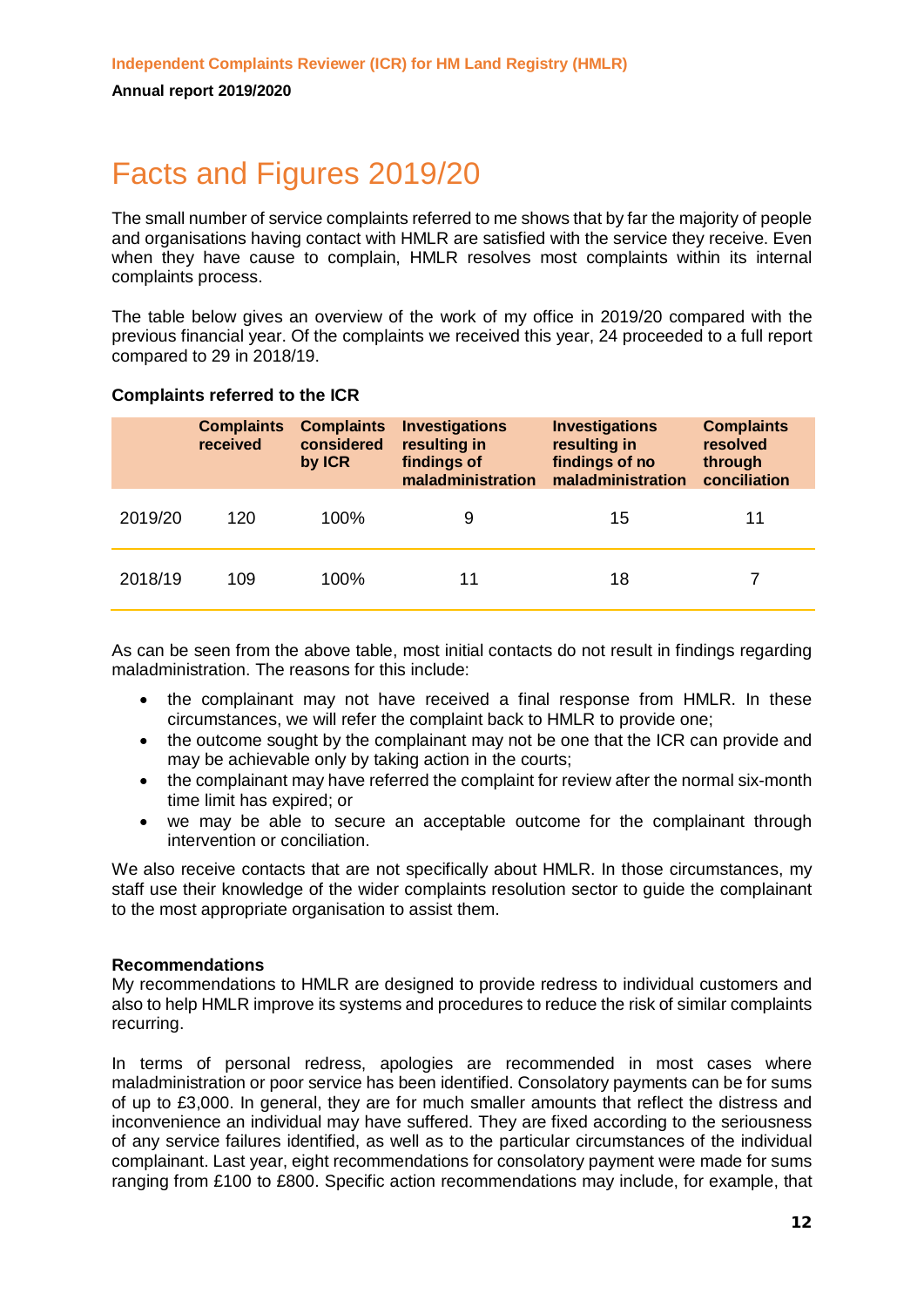# Facts and Figures 2019/20

The small number of service complaints referred to me shows that by far the majority of people and organisations having contact with HMLR are satisfied with the service they receive. Even when they have cause to complain, HMLR resolves most complaints within its internal complaints process.

The table below gives an overview of the work of my office in 2019/20 compared with the previous financial year. Of the complaints we received this year, 24 proceeded to a full report compared to 29 in 2018/19.

**Complaints referred to the ICR**

| | Complaints received | Complaints considered by ICR | Investigations resulting in findings of maladministration | Investigations resulting in findings of no maladministration | Complaints resolved through conciliation |
|---|---|---|---|---|---|
| 2019/20 | 120 | 100% | 9 | 15 | 11 |
| 2018/19 | 109 | 100% | 11 | 18 | 7 |

As can be seen from the above table, most initial contacts do not result in findings regarding maladministration. The reasons for this include:

- the complainant may not have received a final response from HMLR. In these circumstances, we will refer the complaint back to HMLR to provide one;
- the outcome sought by the complainant may not be one that the ICR can provide and may be achievable only by taking action in the courts;
- the complainant may have referred the complaint for review after the normal six-month time limit has expired; or
- we may be able to secure an acceptable outcome for the complainant through intervention or conciliation.

We also receive contacts that are not specifically about HMLR. In those circumstances, my staff use their knowledge of the wider complaints resolution sector to guide the complainant to the most appropriate organisation to assist them.

**Recommendations**

My recommendations to HMLR are designed to provide redress to individual customers and also to help HMLR improve its systems and procedures to reduce the risk of similar complaints recurring.

In terms of personal redress, apologies are recommended in most cases where maladministration or poor service has been identified. Consolatory payments can be for sums of up to £3,000. In general, they are for much smaller amounts that reflect the distress and inconvenience an individual may have suffered. They are fixed according to the seriousness of any service failures identified, as well as to the particular circumstances of the individual complainant. Last year, eight recommendations for consolatory payment were made for sums ranging from £100 to £800. Specific action recommendations may include, for example, that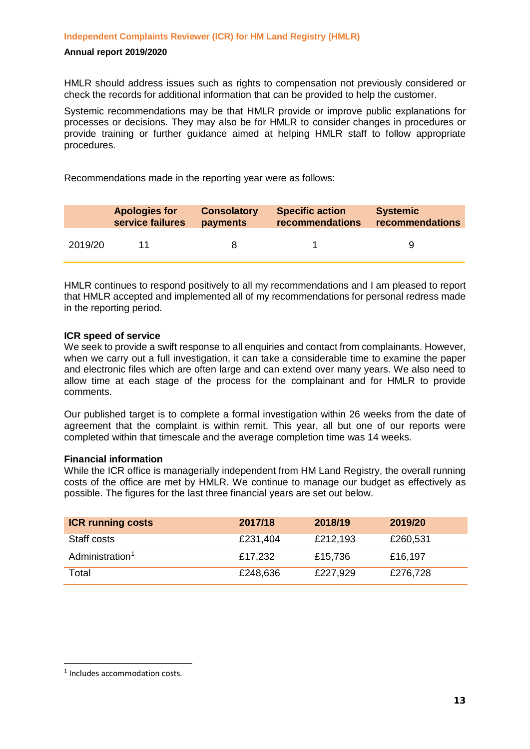HMLR should address issues such as rights to compensation not previously considered or check the records for additional information that can be provided to help the customer.

Systemic recommendations may be that HMLR provide or improve public explanations for processes or decisions. They may also be for HMLR to consider changes in procedures or provide training or further guidance aimed at helping HMLR staff to follow appropriate procedures.

Recommendations made in the reporting year were as follows:

| | Apologies for service failures | Consolatory payments | Specific action recommendations | Systemic recommendations |
|---|---|---|---|---|
| 2019/20 | 11 | 8 | 1 | 9 |

HMLR continues to respond positively to all my recommendations and I am pleased to report that HMLR accepted and implemented all of my recommendations for personal redress made in the reporting period.

**ICR speed of service**

We seek to provide a swift response to all enquiries and contact from complainants. However, when we carry out a full investigation, it can take a considerable time to examine the paper and electronic files which are often large and can extend over many years. We also need to allow time at each stage of the process for the complainant and for HMLR to provide comments.

Our published target is to complete a formal investigation within 26 weeks from the date of agreement that the complaint is within remit. This year, all but one of our reports were completed within that timescale and the average completion time was 14 weeks.

**Financial information**

While the ICR office is managerially independent from HM Land Registry, the overall running costs of the office are met by HMLR. We continue to manage our budget as effectively as possible. The figures for the last three financial years are set out below.

| ICR running costs | 2017/18 | 2018/19 | 2019/20 |
|---|---|---|---|
| Staff costs | £231,404 | £212,193 | £260,531 |
| Administration[1] | £17,232 | £15,736 | £16,197 |
| Total | £248,636 | £227,929 | £276,728 |

[1] Includes accommodation costs.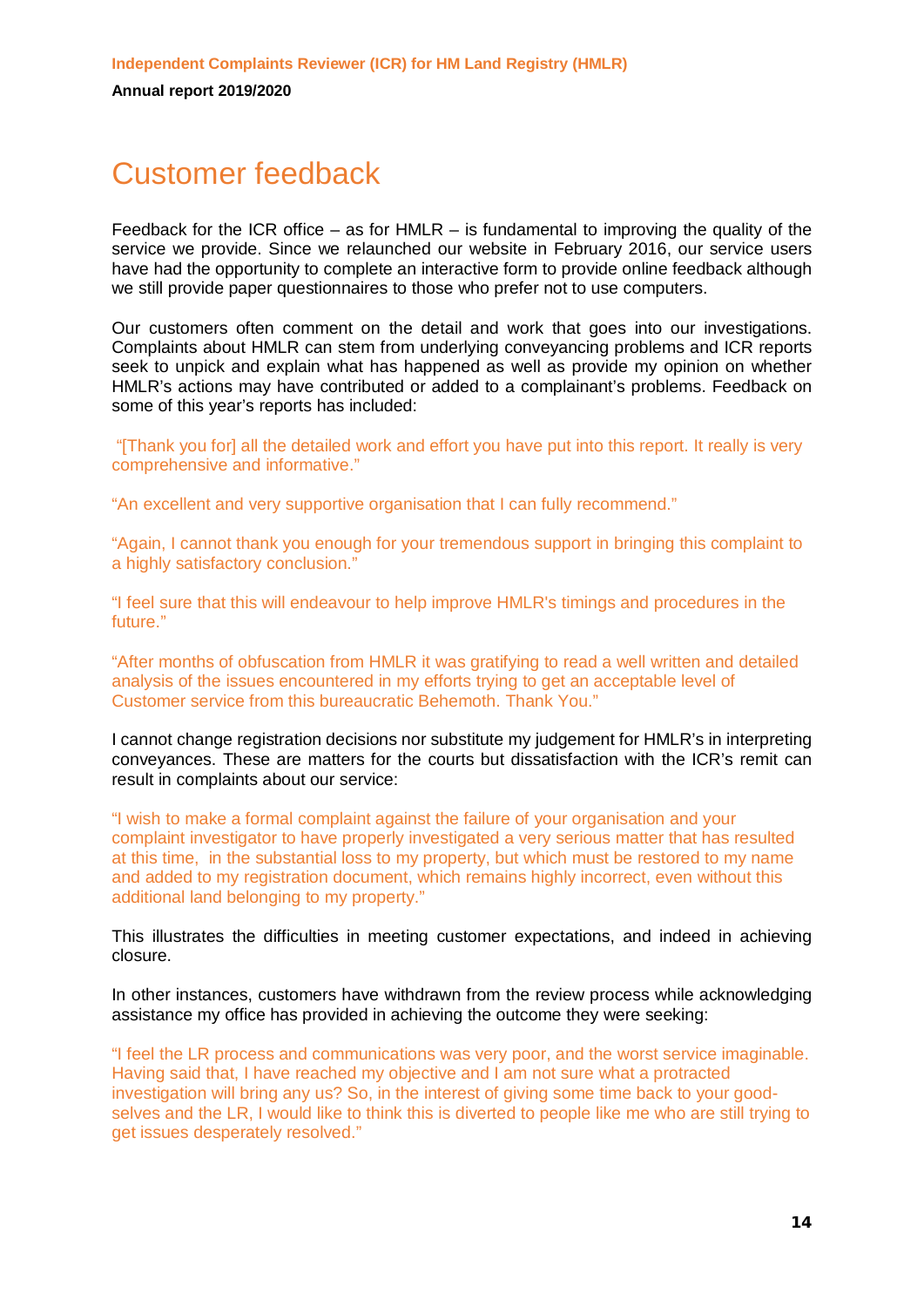# Customer feedback

Feedback for the ICR office – as for HMLR – is fundamental to improving the quality of the service we provide. Since we relaunched our website in February 2016, our service users have had the opportunity to complete an interactive form to provide online feedback although we still provide paper questionnaires to those who prefer not to use computers.

Our customers often comment on the detail and work that goes into our investigations. Complaints about HMLR can stem from underlying conveyancing problems and ICR reports seek to unpick and explain what has happened as well as provide my opinion on whether HMLR's actions may have contributed or added to a complainant's problems. Feedback on some of this year's reports has included:

"[Thank you for] all the detailed work and effort you have put into this report. It really is very comprehensive and informative."

"An excellent and very supportive organisation that I can fully recommend."

"Again, I cannot thank you enough for your tremendous support in bringing this complaint to a highly satisfactory conclusion."

"I feel sure that this will endeavour to help improve HMLR's timings and procedures in the future."

"After months of obfuscation from HMLR it was gratifying to read a well written and detailed analysis of the issues encountered in my efforts trying to get an acceptable level of Customer service from this bureaucratic Behemoth. Thank You."

I cannot change registration decisions nor substitute my judgement for HMLR's in interpreting conveyances. These are matters for the courts but dissatisfaction with the ICR's remit can result in complaints about our service:

"I wish to make a formal complaint against the failure of your organisation and your complaint investigator to have properly investigated a very serious matter that has resulted at this time, in the substantial loss to my property, but which must be restored to my name and added to my registration document, which remains highly incorrect, even without this additional land belonging to my property."

This illustrates the difficulties in meeting customer expectations, and indeed in achieving closure.

In other instances, customers have withdrawn from the review process while acknowledging assistance my office has provided in achieving the outcome they were seeking:

"I feel the LR process and communications was very poor, and the worst service imaginable. Having said that, I have reached my objective and I am not sure what a protracted investigation will bring any us? So, in the interest of giving some time back to your good-selves and the LR, I would like to think this is diverted to people like me who are still trying to get issues desperately resolved."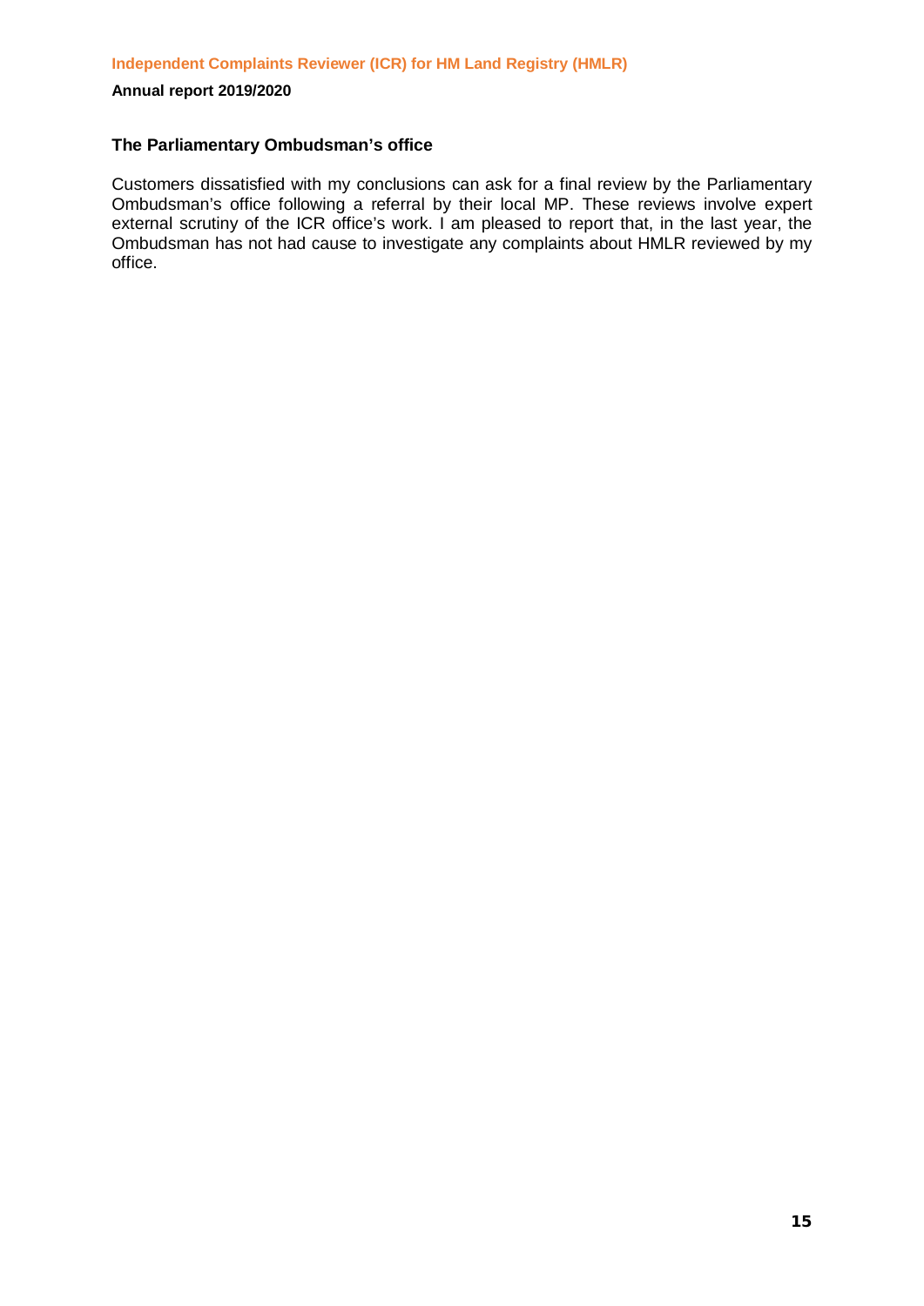### The Parliamentary Ombudsman's office

Customers dissatisfied with my conclusions can ask for a final review by the Parliamentary Ombudsman's office following a referral by their local MP. These reviews involve expert external scrutiny of the ICR office's work. I am pleased to report that, in the last year, the Ombudsman has not had cause to investigate any complaints about HMLR reviewed by my office.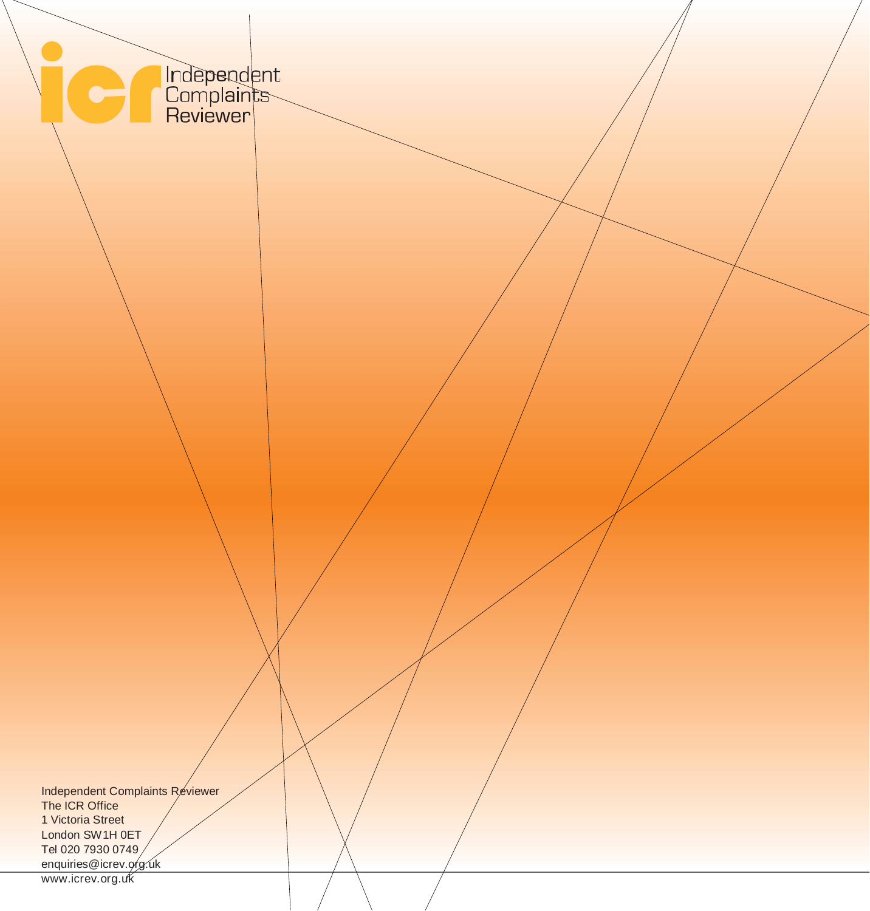Independent Complaints Reviewer

Independent Complaints Reviewer
The ICR Office
1 Victoria Street
London SW1H 0ET
Tel 020 7930 0749
enquiries@icrev.org.uk
www.icrev.org.uk